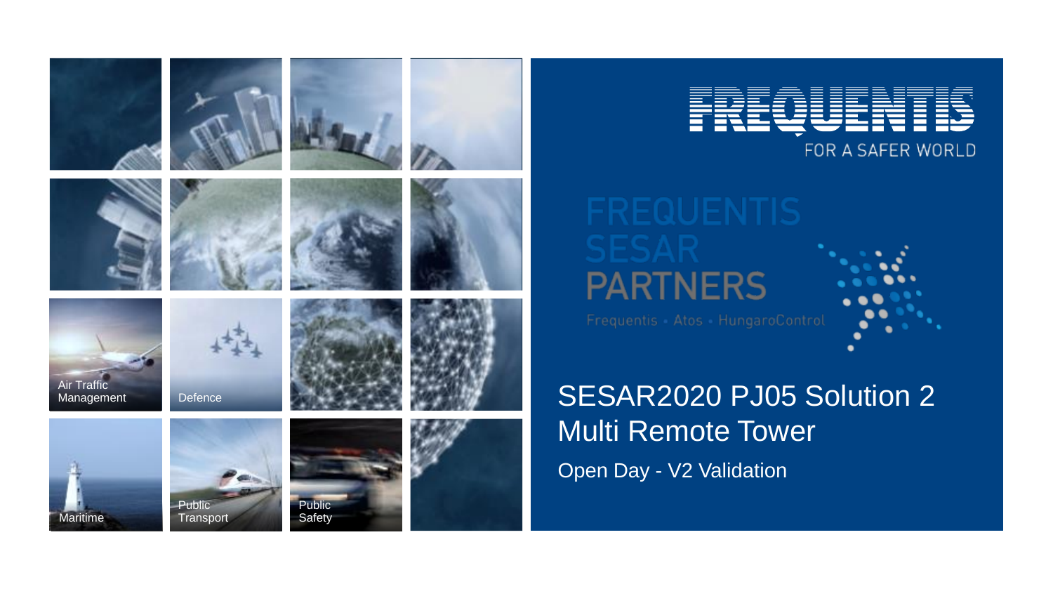FREQUENTIS

FOR A SAFER WORLD

Air Traffic Management

Defence

Maritime

Public Transport

Public Safety

FREQUENTIS SESAR PARTNERS

Frequentis • Atos • HungaroControl

# SESAR2020 PJ05 Solution 2 Multi Remote Tower

Open Day - V2 Validation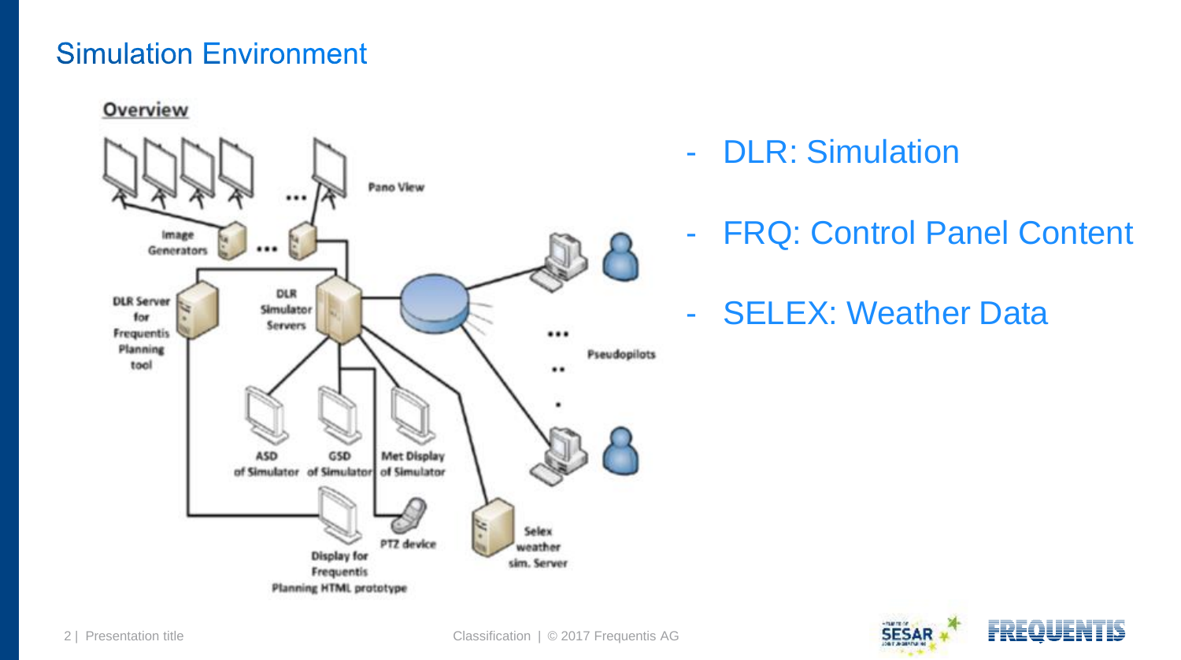# Simulation Environment

**Overview**

Pano View

Image Generators

DLR Server for Frequentis Planning tool

DLR Simulator Servers

Pseudopilots

ASD of Simulator

GSD of Simulator

Met Display of Simulator

Display for Frequentis Planning HTML prototype

PTZ device

Selex weather sim. Server

- DLR: Simulation
- FRQ: Control Panel Content
- SELEX: Weather Data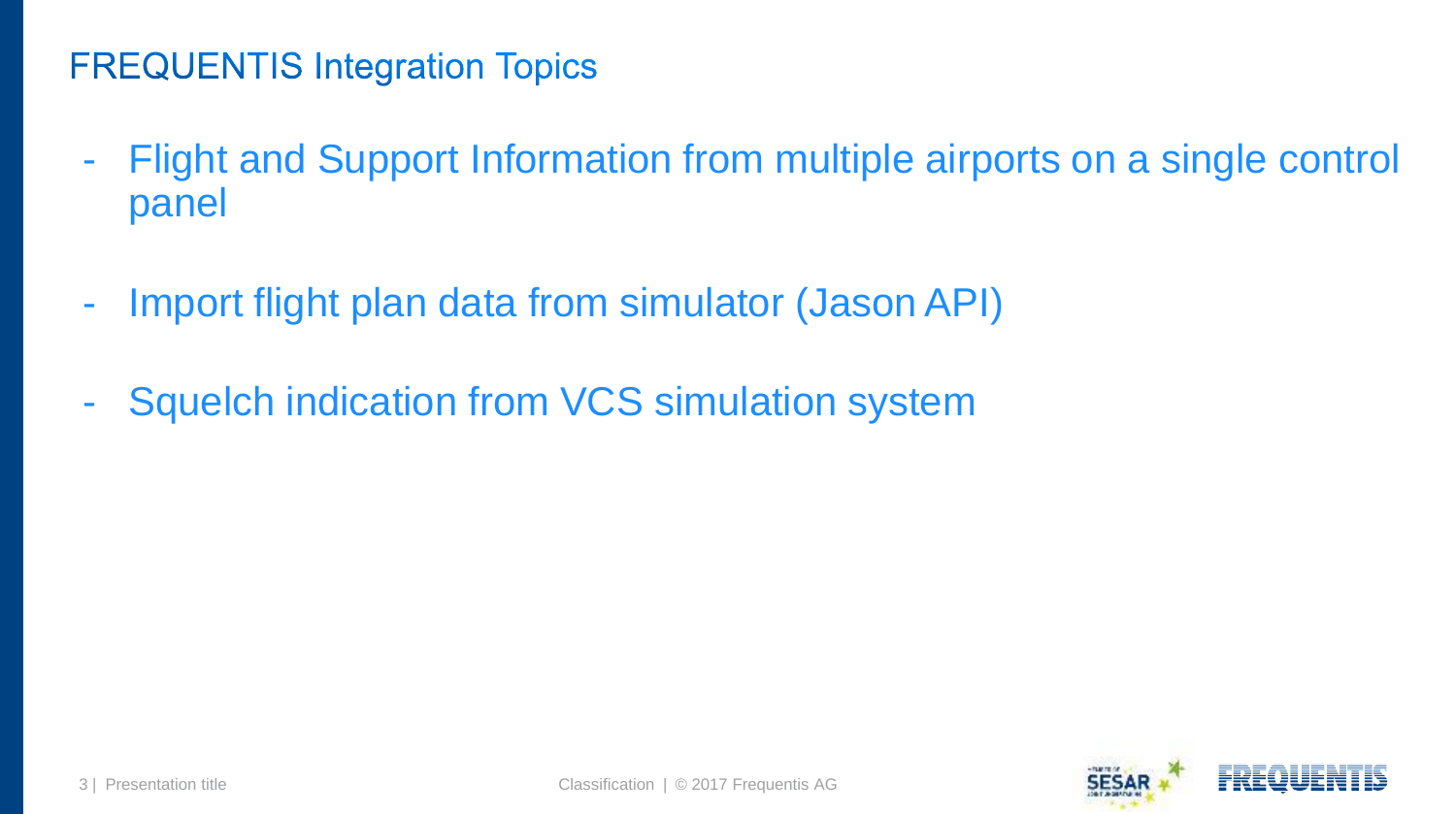## FREQUENTIS Integration Topics

- Flight and Support Information from multiple airports on a single control panel
- Import flight plan data from simulator (Jason API)
- Squelch indication from VCS simulation system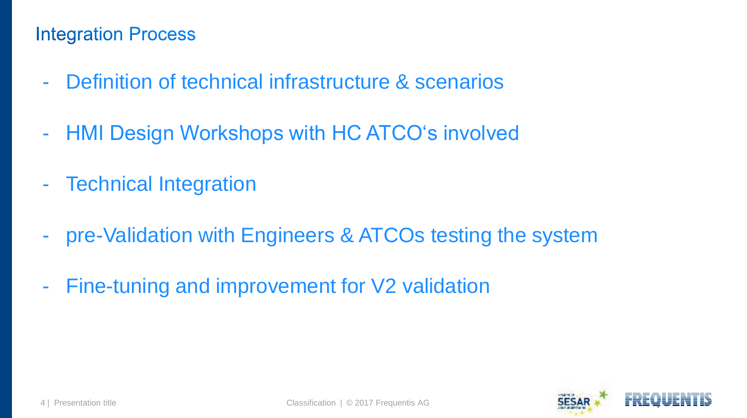## Integration Process

- Definition of technical infrastructure & scenarios
- HMI Design Workshops with HC ATCO‘s involved
- Technical Integration
- pre-Validation with Engineers & ATCOs testing the system
- Fine-tuning and improvement for V2 validation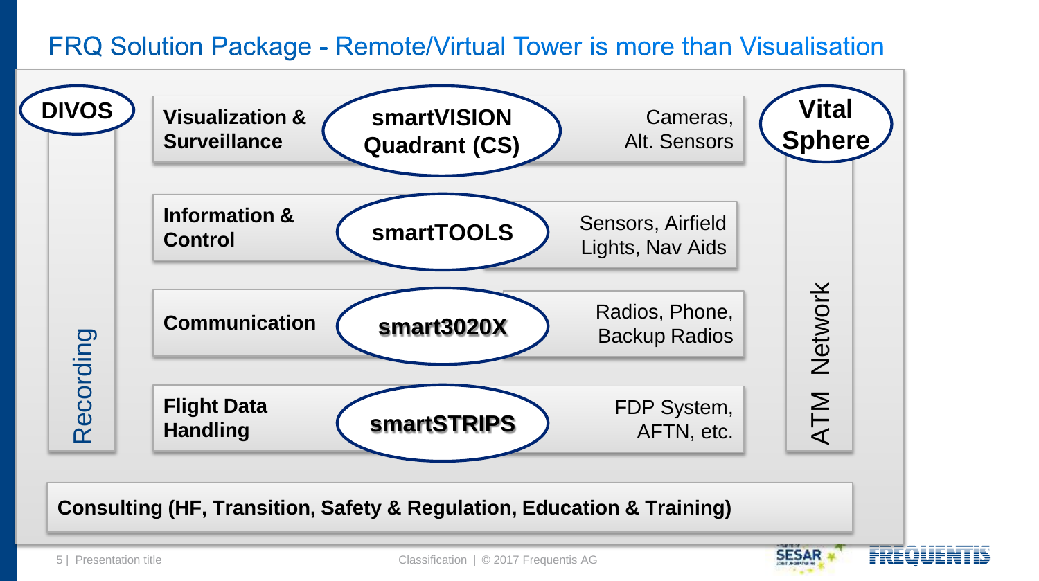# FRQ Solution Package - Remote/Virtual Tower is more than Visualisation

**DIVOS**

Recording

| | | |
|---|---|---|
| **Visualization & Surveillance** | **smartVISION Quadrant (CS)** | Cameras, Alt. Sensors |
| **Information & Control** | **smartTOOLS** | Sensors, Airfield Lights, Nav Aids |
| **Communication** | **smart3020X** | Radios, Phone, Backup Radios |
| **Flight Data Handling** | **smartSTRIPS** | FDP System, AFTN, etc. |

**Vital Sphere**

ATM Network

**Consulting (HF, Transition, Safety & Regulation, Education & Training)**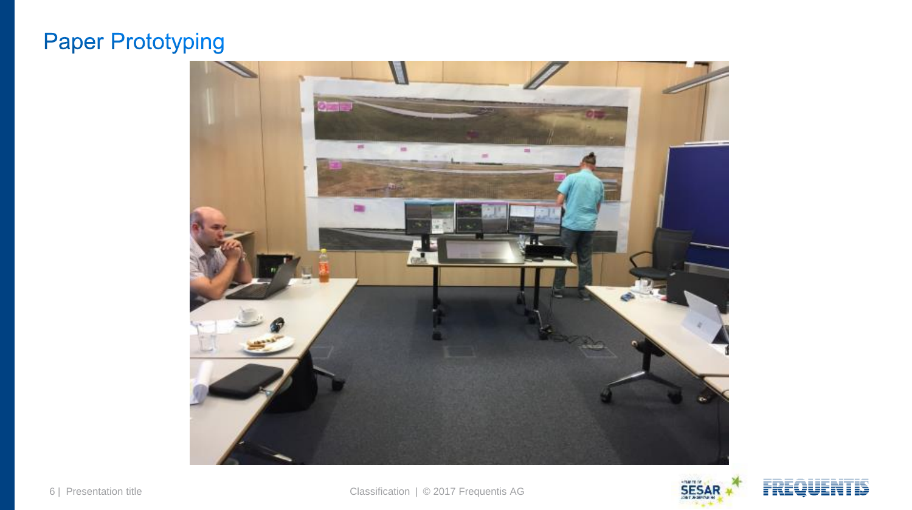# Paper Prototyping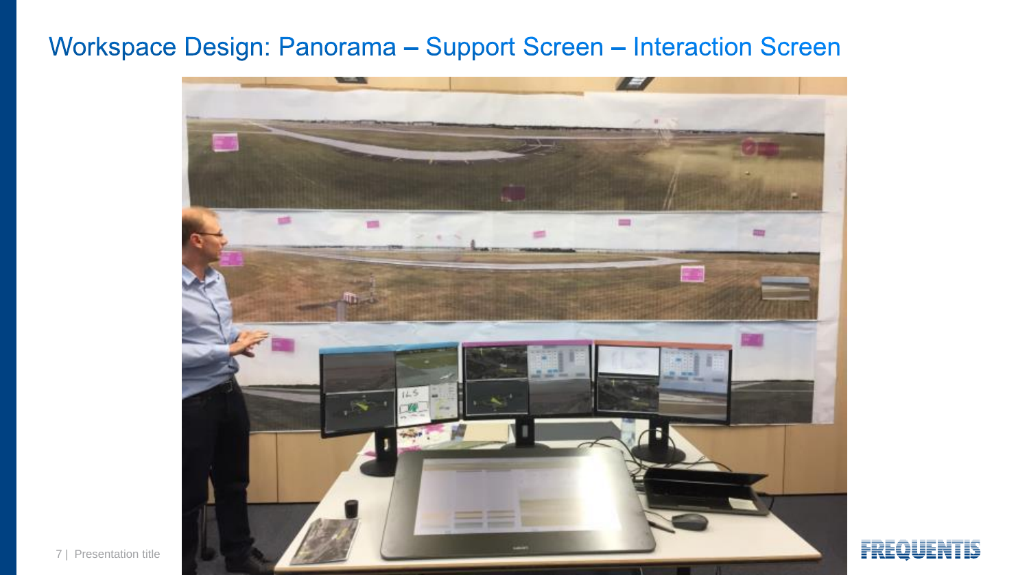# Workspace Design: Panorama – Support Screen – Interaction Screen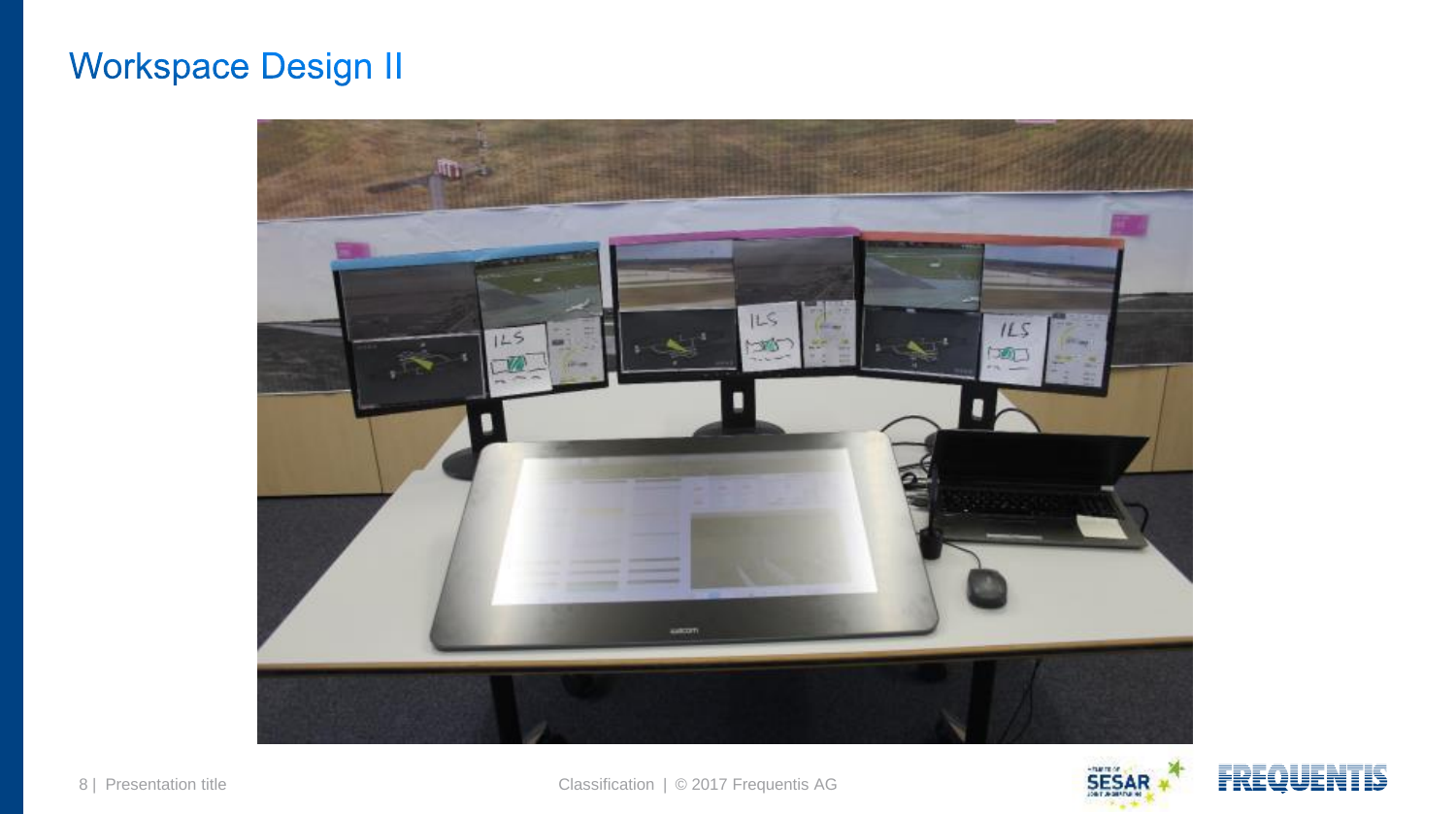# Workspace Design II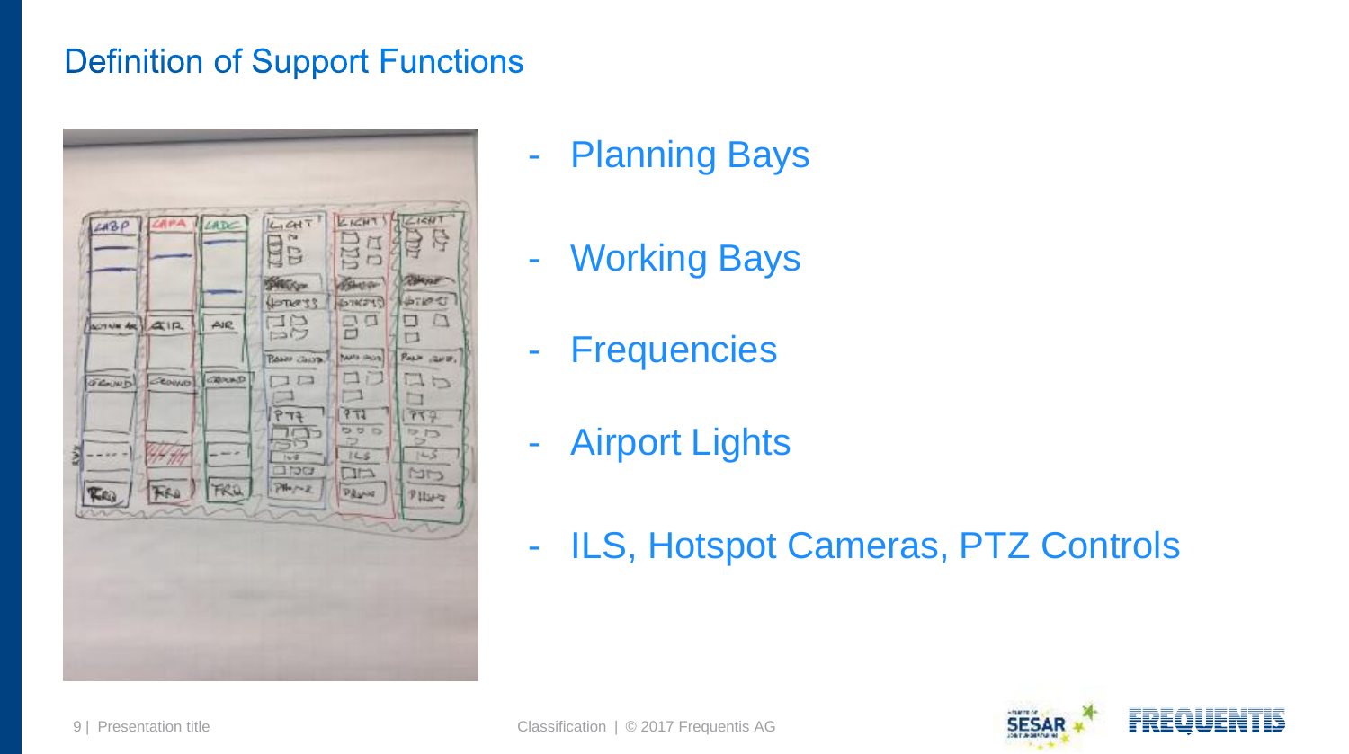# Definition of Support Functions

- Planning Bays
- Working Bays
- Frequencies
- Airport Lights
- ILS, Hotspot Cameras, PTZ Controls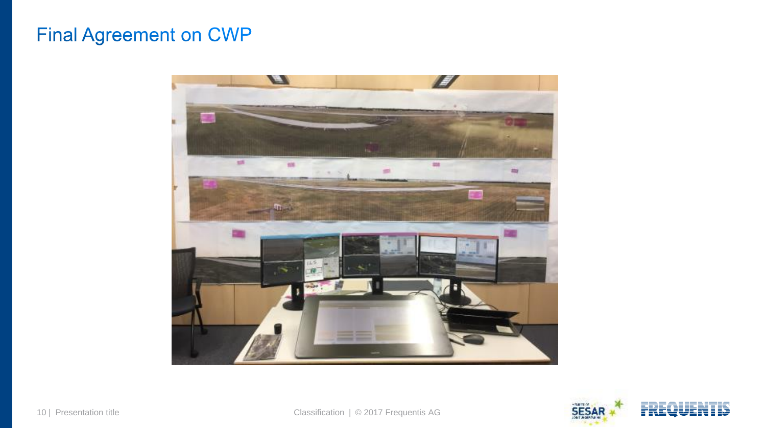# Final Agreement on CWP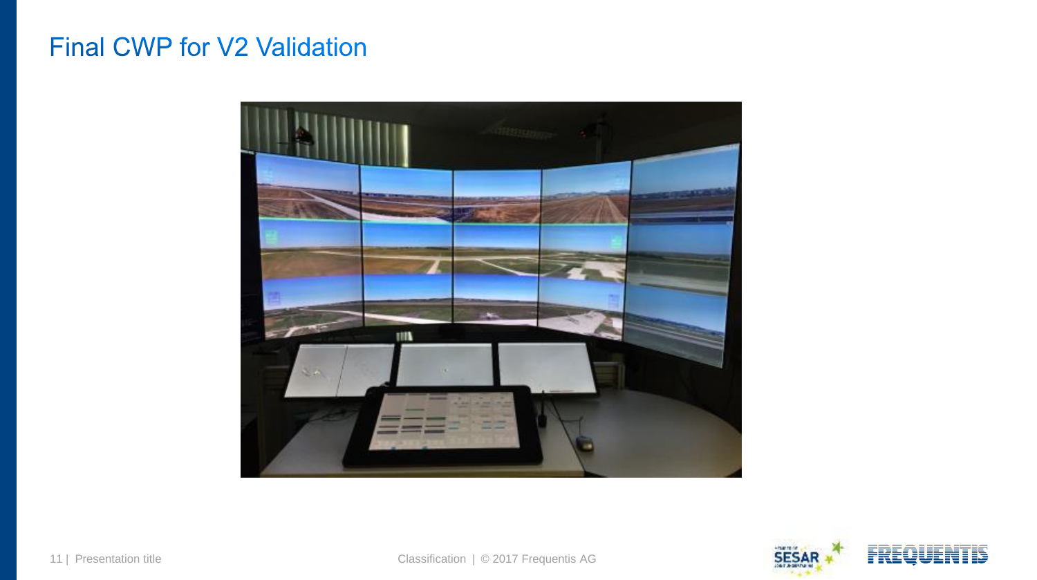# Final CWP for V2 Validation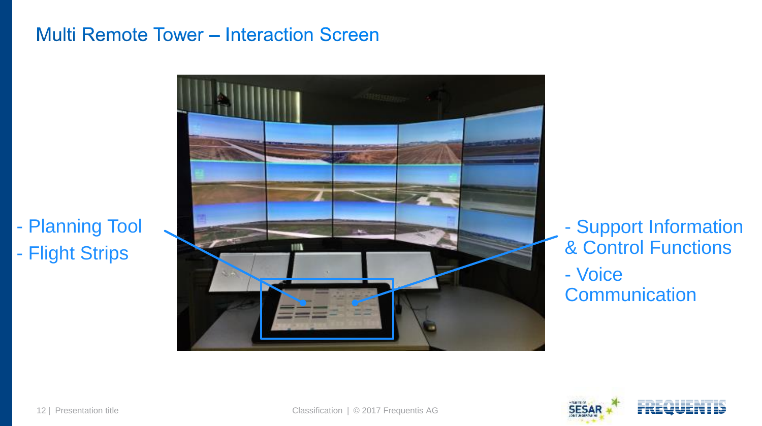# Multi Remote Tower – Interaction Screen

- Planning Tool
- Flight Strips

- Support Information & Control Functions
- Voice Communication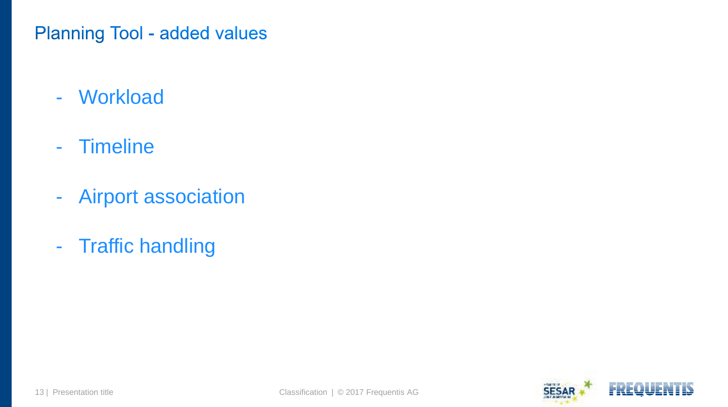## Planning Tool - added values

- Workload
- Timeline
- Airport association
- Traffic handling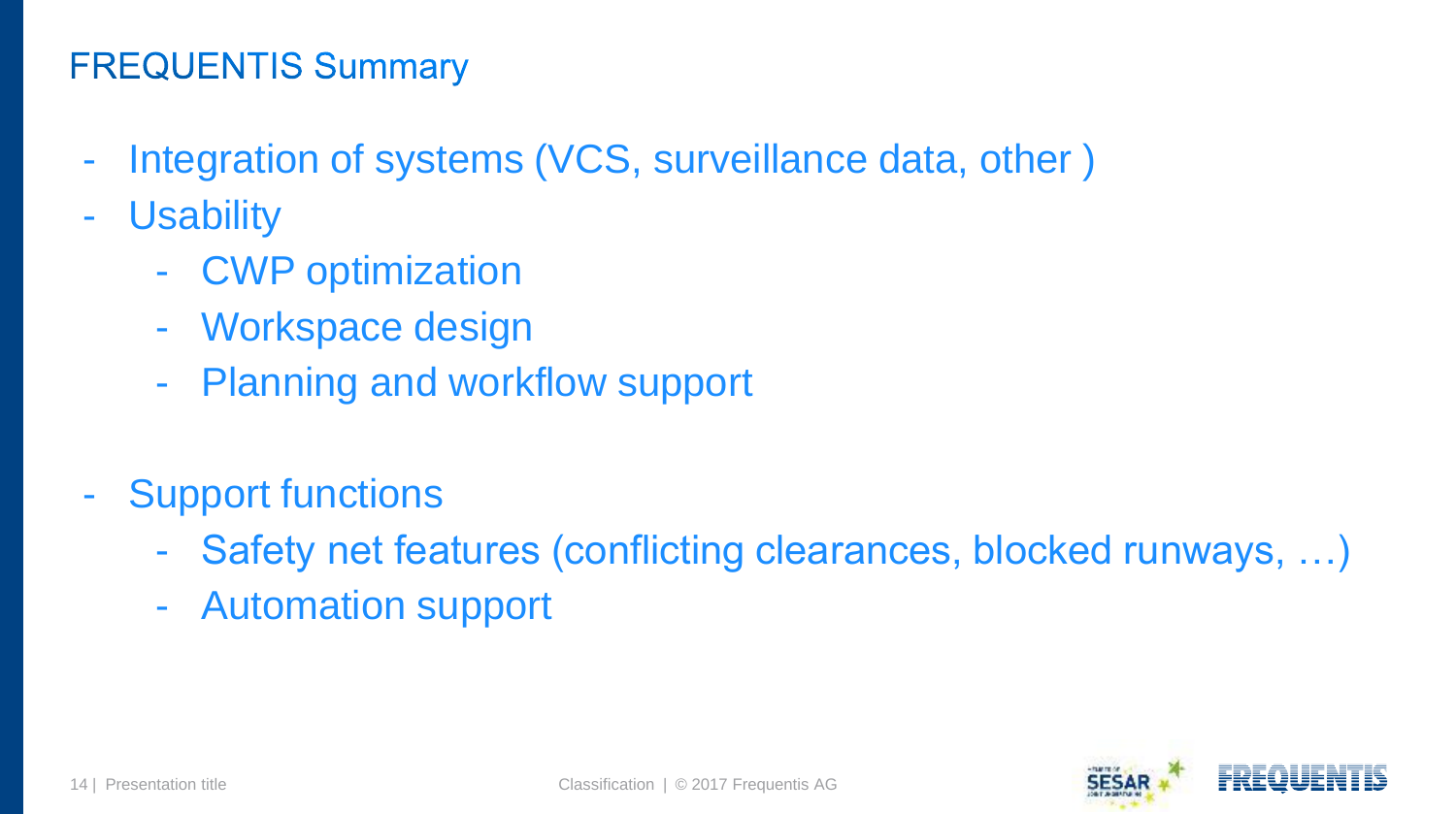## FREQUENTIS Summary

- Integration of systems (VCS, surveillance data, other )
- Usability
  - CWP optimization
  - Workspace design
  - Planning and workflow support
- Support functions
  - Safety net features (conflicting clearances, blocked runways, …)
  - Automation support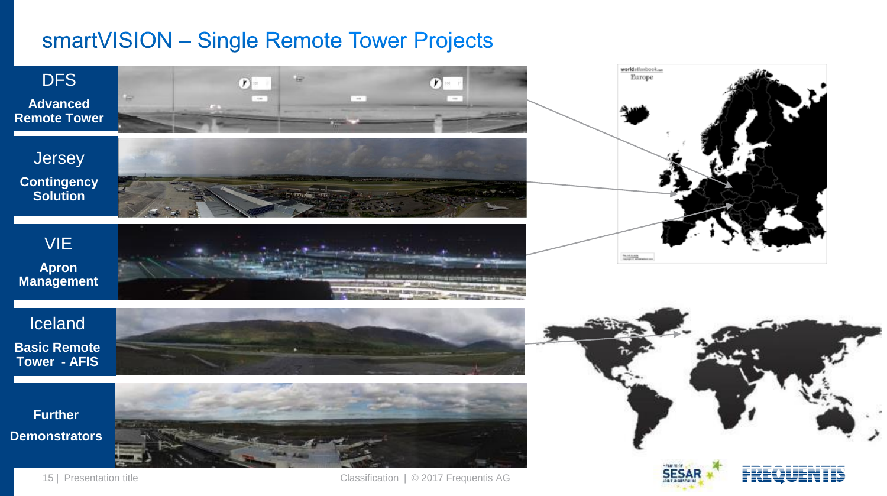# smartVISION – Single Remote Tower Projects

**DFS**
**Advanced Remote Tower**

**Jersey**
**Contingency Solution**

**VIE**
**Apron Management**

**Iceland**
**Basic Remote Tower - AFIS**

**Further Demonstrators**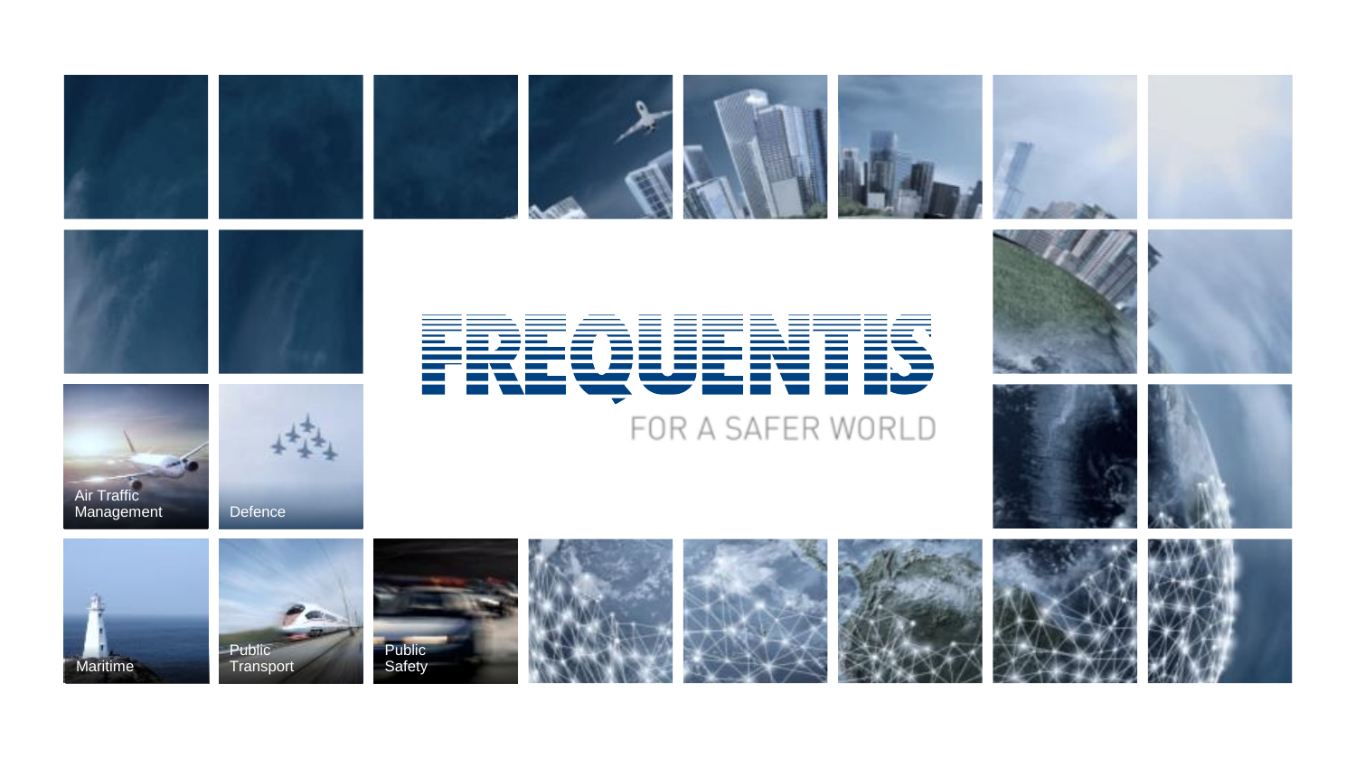FREQUENTIS

FOR A SAFER WORLD

Air Traffic Management

Defence

Maritime

Public Transport

Public Safety